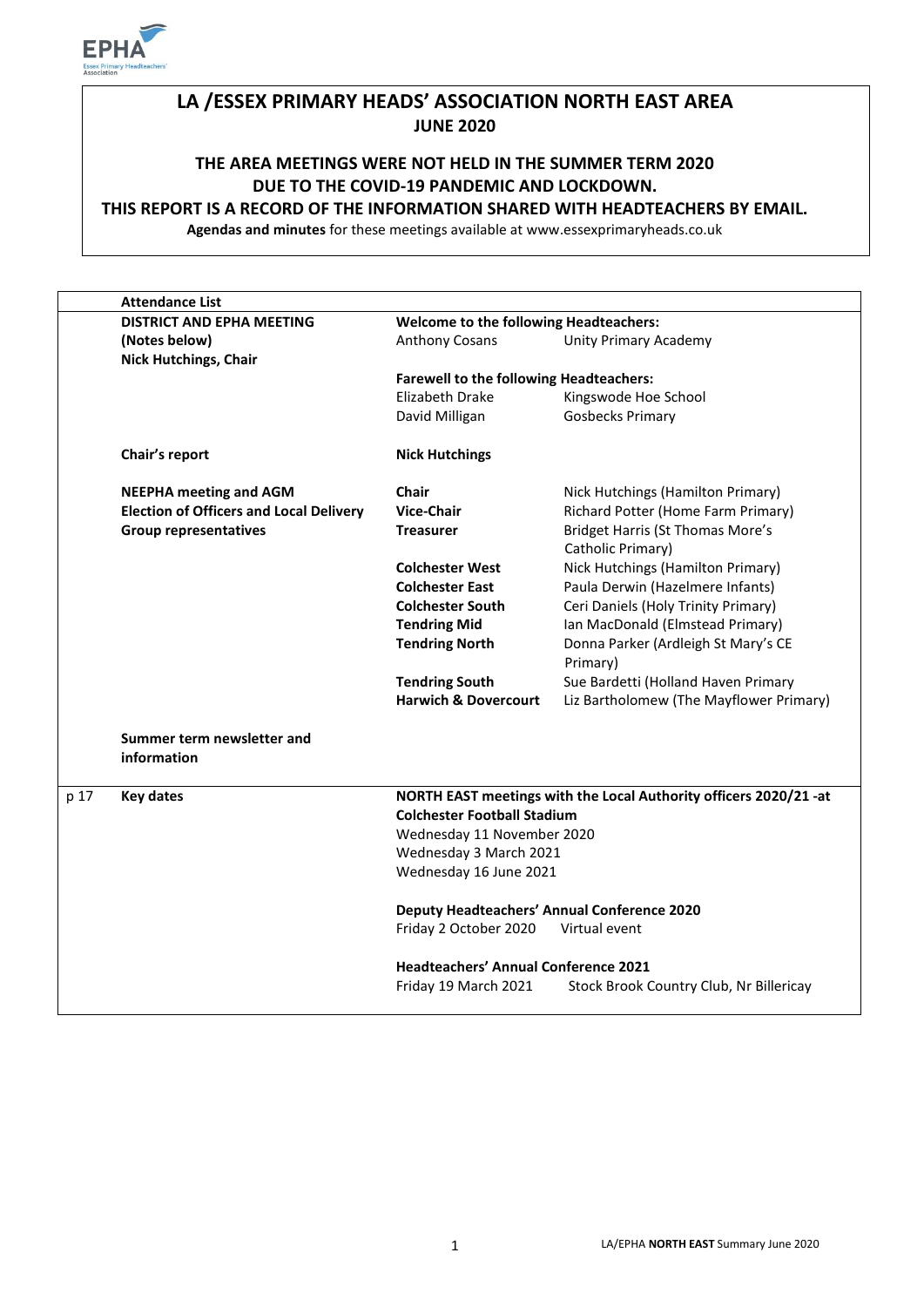# LA /ESSEX PRIMARY HEADS' ASSOCIATION NORTH EAST AREA

**JUNE 2020**

**THE AREA MEETINGS WERE NOT HELD IN THE SUMMER TERM 2020 DUE TO THE COVID-19 PANDEMIC AND LOCKDOWN.**

**THIS REPORT IS A RECORD OF THE INFORMATION SHARED WITH HEADTEACHERS BY EMAIL.**

**Agendas and minutes** for these meetings available at www.essexprimaryheads.co.uk

| | **Attendance List** | | |
|---|---|---|---|
| | **DISTRICT AND EPHA MEETING (Notes below)** | **Welcome to the following Headteachers:** | |
| | **Nick Hutchings, Chair** | Anthony Cosans | Unity Primary Academy |
| | | **Farewell to the following Headteachers:** | |
| | | Elizabeth Drake | Kingswode Hoe School |
| | | David Milligan | Gosbecks Primary |
| | **Chair's report** | **Nick Hutchings** | |
| | **NEEPHA meeting and AGM** | **Chair** | Nick Hutchings (Hamilton Primary) |
| | **Election of Officers and Local Delivery** | **Vice-Chair** | Richard Potter (Home Farm Primary) |
| | **Group representatives** | **Treasurer** | Bridget Harris (St Thomas More's Catholic Primary) |
| | | **Colchester West** | Nick Hutchings (Hamilton Primary) |
| | | **Colchester East** | Paula Derwin (Hazelmere Infants) |
| | | **Colchester South** | Ceri Daniels (Holy Trinity Primary) |
| | | **Tendring Mid** | Ian MacDonald (Elmstead Primary) |
| | | **Tendring North** | Donna Parker (Ardleigh St Mary's CE Primary) |
| | | **Tendring South** | Sue Bardetti (Holland Haven Primary |
| | | **Harwich & Dovercourt** | Liz Bartholomew (The Mayflower Primary) |
| | **Summer term newsletter and information** | | |
| p 17 | **Key dates** | **NORTH EAST meetings with the Local Authority officers 2020/21 -at Colchester Football Stadium** | |
| | | Wednesday 11 November 2020 | |
| | | Wednesday 3 March 2021 | |
| | | Wednesday 16 June 2021 | |
| | | **Deputy Headteachers' Annual Conference 2020** | |
| | | Friday 2 October 2020 | Virtual event |
| | | **Headteachers' Annual Conference 2021** | |
| | | Friday 19 March 2021 | Stock Brook Country Club, Nr Billericay |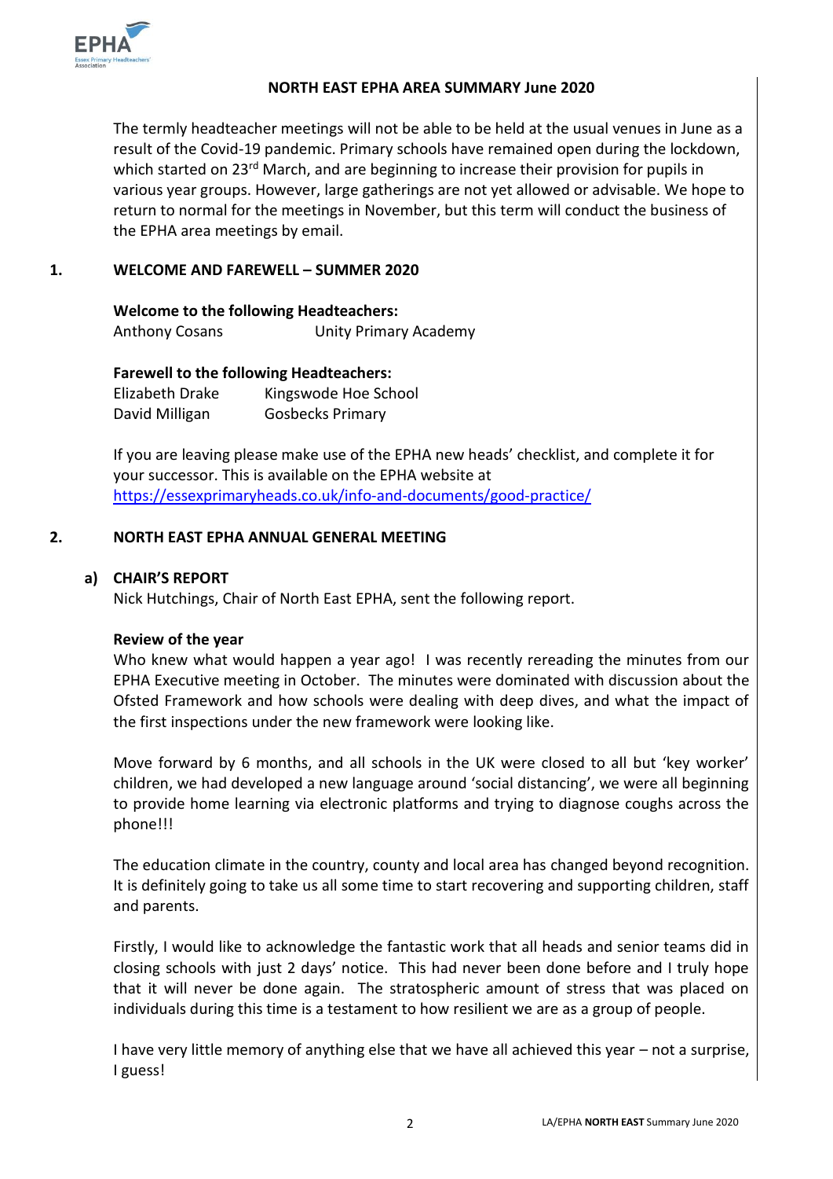## NORTH EAST EPHA AREA SUMMARY June 2020

The termly headteacher meetings will not be able to be held at the usual venues in June as a result of the Covid-19 pandemic. Primary schools have remained open during the lockdown, which started on 23rd March, and are beginning to increase their provision for pupils in various year groups. However, large gatherings are not yet allowed or advisable. We hope to return to normal for the meetings in November, but this term will conduct the business of the EPHA area meetings by email.

## 1. WELCOME AND FAREWELL – SUMMER 2020

**Welcome to the following Headteachers:**

Anthony Cosans — Unity Primary Academy

**Farewell to the following Headteachers:**

Elizabeth Drake — Kingswode Hoe School
David Milligan — Gosbecks Primary

If you are leaving please make use of the EPHA new heads' checklist, and complete it for your successor. This is available on the EPHA website at https://essexprimaryheads.co.uk/info-and-documents/good-practice/

## 2. NORTH EAST EPHA ANNUAL GENERAL MEETING

### a) CHAIR'S REPORT

Nick Hutchings, Chair of North East EPHA, sent the following report.

**Review of the year**

Who knew what would happen a year ago! I was recently rereading the minutes from our EPHA Executive meeting in October. The minutes were dominated with discussion about the Ofsted Framework and how schools were dealing with deep dives, and what the impact of the first inspections under the new framework were looking like.

Move forward by 6 months, and all schools in the UK were closed to all but 'key worker' children, we had developed a new language around 'social distancing', we were all beginning to provide home learning via electronic platforms and trying to diagnose coughs across the phone!!!

The education climate in the country, county and local area has changed beyond recognition. It is definitely going to take us all some time to start recovering and supporting children, staff and parents.

Firstly, I would like to acknowledge the fantastic work that all heads and senior teams did in closing schools with just 2 days' notice. This had never been done before and I truly hope that it will never be done again. The stratospheric amount of stress that was placed on individuals during this time is a testament to how resilient we are as a group of people.

I have very little memory of anything else that we have all achieved this year – not a surprise, I guess!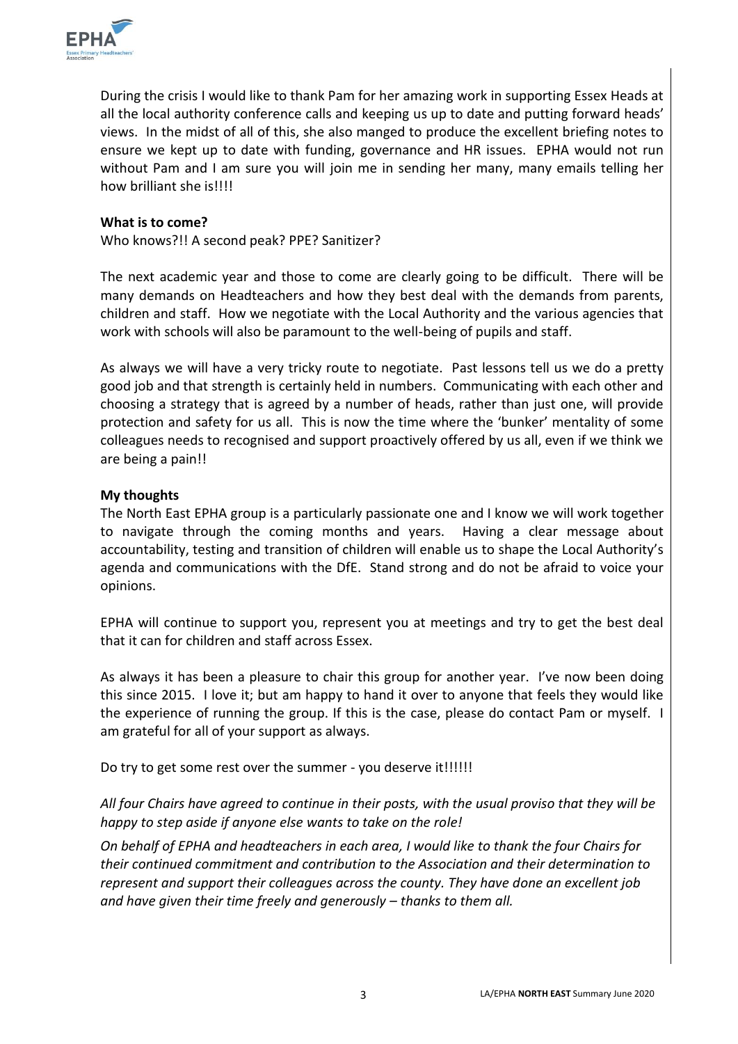During the crisis I would like to thank Pam for her amazing work in supporting Essex Heads at all the local authority conference calls and keeping us up to date and putting forward heads' views. In the midst of all of this, she also manged to produce the excellent briefing notes to ensure we kept up to date with funding, governance and HR issues. EPHA would not run without Pam and I am sure you will join me in sending her many, many emails telling her how brilliant she is!!!!

**What is to come?**

Who knows?!! A second peak? PPE? Sanitizer?

The next academic year and those to come are clearly going to be difficult. There will be many demands on Headteachers and how they best deal with the demands from parents, children and staff. How we negotiate with the Local Authority and the various agencies that work with schools will also be paramount to the well-being of pupils and staff.

As always we will have a very tricky route to negotiate. Past lessons tell us we do a pretty good job and that strength is certainly held in numbers. Communicating with each other and choosing a strategy that is agreed by a number of heads, rather than just one, will provide protection and safety for us all. This is now the time where the 'bunker' mentality of some colleagues needs to recognised and support proactively offered by us all, even if we think we are being a pain!!

**My thoughts**

The North East EPHA group is a particularly passionate one and I know we will work together to navigate through the coming months and years. Having a clear message about accountability, testing and transition of children will enable us to shape the Local Authority's agenda and communications with the DfE. Stand strong and do not be afraid to voice your opinions.

EPHA will continue to support you, represent you at meetings and try to get the best deal that it can for children and staff across Essex.

As always it has been a pleasure to chair this group for another year. I've now been doing this since 2015. I love it; but am happy to hand it over to anyone that feels they would like the experience of running the group. If this is the case, please do contact Pam or myself. I am grateful for all of your support as always.

Do try to get some rest over the summer - you deserve it!!!!!!

*All four Chairs have agreed to continue in their posts, with the usual proviso that they will be happy to step aside if anyone else wants to take on the role!*

*On behalf of EPHA and headteachers in each area, I would like to thank the four Chairs for their continued commitment and contribution to the Association and their determination to represent and support their colleagues across the county. They have done an excellent job and have given their time freely and generously – thanks to them all.*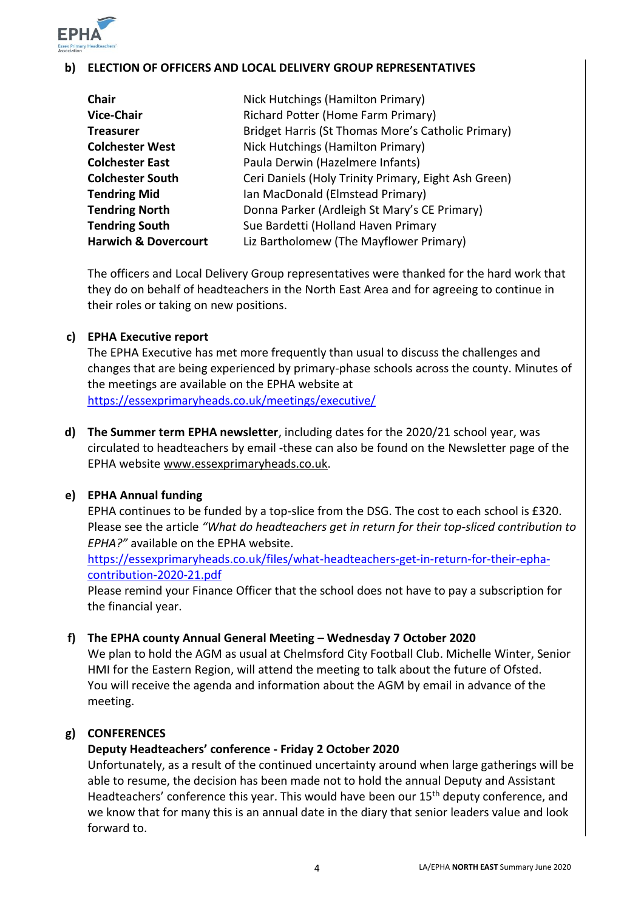**b) ELECTION OF OFFICERS AND LOCAL DELIVERY GROUP REPRESENTATIVES**

| | |
|---|---|
| **Chair** | Nick Hutchings (Hamilton Primary) |
| **Vice-Chair** | Richard Potter (Home Farm Primary) |
| **Treasurer** | Bridget Harris (St Thomas More's Catholic Primary) |
| **Colchester West** | Nick Hutchings (Hamilton Primary) |
| **Colchester East** | Paula Derwin (Hazelmere Infants) |
| **Colchester South** | Ceri Daniels (Holy Trinity Primary, Eight Ash Green) |
| **Tendring Mid** | Ian MacDonald (Elmstead Primary) |
| **Tendring North** | Donna Parker (Ardleigh St Mary's CE Primary) |
| **Tendring South** | Sue Bardetti (Holland Haven Primary |
| **Harwich & Dovercourt** | Liz Bartholomew (The Mayflower Primary) |

The officers and Local Delivery Group representatives were thanked for the hard work that they do on behalf of headteachers in the North East Area and for agreeing to continue in their roles or taking on new positions.

**c) EPHA Executive report**

The EPHA Executive has met more frequently than usual to discuss the challenges and changes that are being experienced by primary-phase schools across the county. Minutes of the meetings are available on the EPHA website at https://essexprimaryheads.co.uk/meetings/executive/

**d) The Summer term EPHA newsletter**, including dates for the 2020/21 school year, was circulated to headteachers by email -these can also be found on the Newsletter page of the EPHA website www.essexprimaryheads.co.uk.

**e) EPHA Annual funding**

EPHA continues to be funded by a top-slice from the DSG. The cost to each school is £320. Please see the article *"What do headteachers get in return for their top-sliced contribution to EPHA?"* available on the EPHA website.
https://essexprimaryheads.co.uk/files/what-headteachers-get-in-return-for-their-epha-contribution-2020-21.pdf
Please remind your Finance Officer that the school does not have to pay a subscription for the financial year.

**f) The EPHA county Annual General Meeting – Wednesday 7 October 2020**

We plan to hold the AGM as usual at Chelmsford City Football Club. Michelle Winter, Senior HMI for the Eastern Region, will attend the meeting to talk about the future of Ofsted. You will receive the agenda and information about the AGM by email in advance of the meeting.

**g) CONFERENCES**

**Deputy Headteachers' conference - Friday 2 October 2020**

Unfortunately, as a result of the continued uncertainty around when large gatherings will be able to resume, the decision has been made not to hold the annual Deputy and Assistant Headteachers' conference this year. This would have been our 15th deputy conference, and we know that for many this is an annual date in the diary that senior leaders value and look forward to.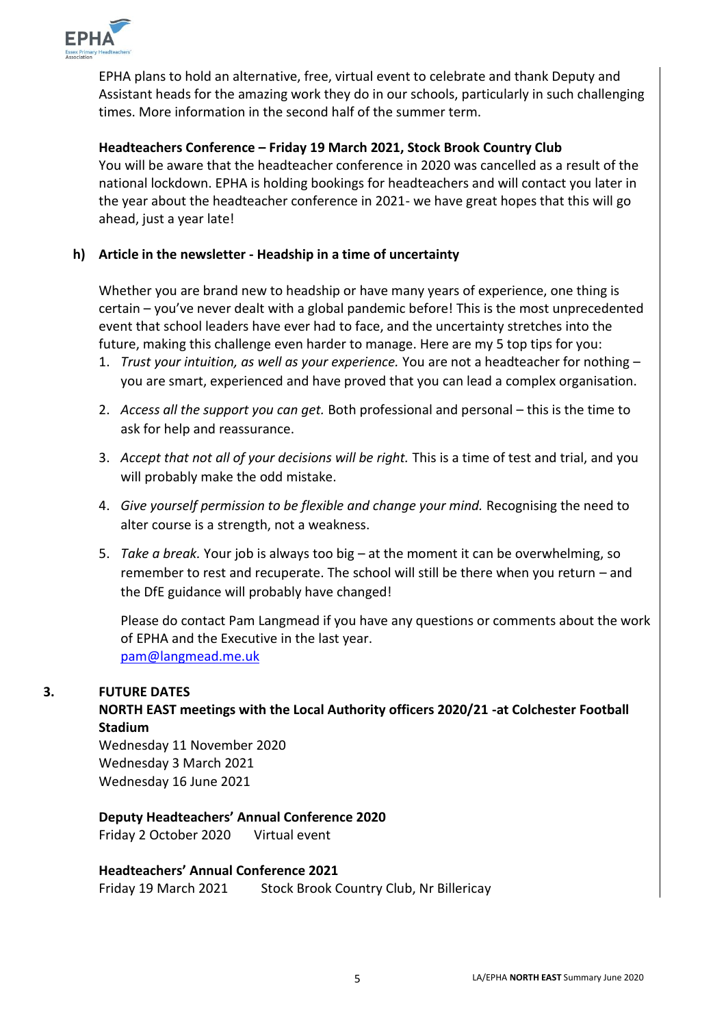EPHA plans to hold an alternative, free, virtual event to celebrate and thank Deputy and Assistant heads for the amazing work they do in our schools, particularly in such challenging times. More information in the second half of the summer term.

**Headteachers Conference – Friday 19 March 2021, Stock Brook Country Club**

You will be aware that the headteacher conference in 2020 was cancelled as a result of the national lockdown. EPHA is holding bookings for headteachers and will contact you later in the year about the headteacher conference in 2021- we have great hopes that this will go ahead, just a year late!

**h) Article in the newsletter - Headship in a time of uncertainty**

Whether you are brand new to headship or have many years of experience, one thing is certain – you've never dealt with a global pandemic before! This is the most unprecedented event that school leaders have ever had to face, and the uncertainty stretches into the future, making this challenge even harder to manage. Here are my 5 top tips for you:

1. *Trust your intuition, as well as your experience.* You are not a headteacher for nothing – you are smart, experienced and have proved that you can lead a complex organisation.
2. *Access all the support you can get.* Both professional and personal – this is the time to ask for help and reassurance.
3. *Accept that not all of your decisions will be right.* This is a time of test and trial, and you will probably make the odd mistake.
4. *Give yourself permission to be flexible and change your mind.* Recognising the need to alter course is a strength, not a weakness.
5. *Take a break.* Your job is always too big – at the moment it can be overwhelming, so remember to rest and recuperate. The school will still be there when you return – and the DfE guidance will probably have changed!

Please do contact Pam Langmead if you have any questions or comments about the work of EPHA and the Executive in the last year.
pam@langmead.me.uk

## 3. FUTURE DATES

**NORTH EAST meetings with the Local Authority officers 2020/21 -at Colchester Football Stadium**

Wednesday 11 November 2020
Wednesday 3 March 2021
Wednesday 16 June 2021

**Deputy Headteachers' Annual Conference 2020**

Friday 2 October 2020 Virtual event

**Headteachers' Annual Conference 2021**

Friday 19 March 2021 Stock Brook Country Club, Nr Billericay